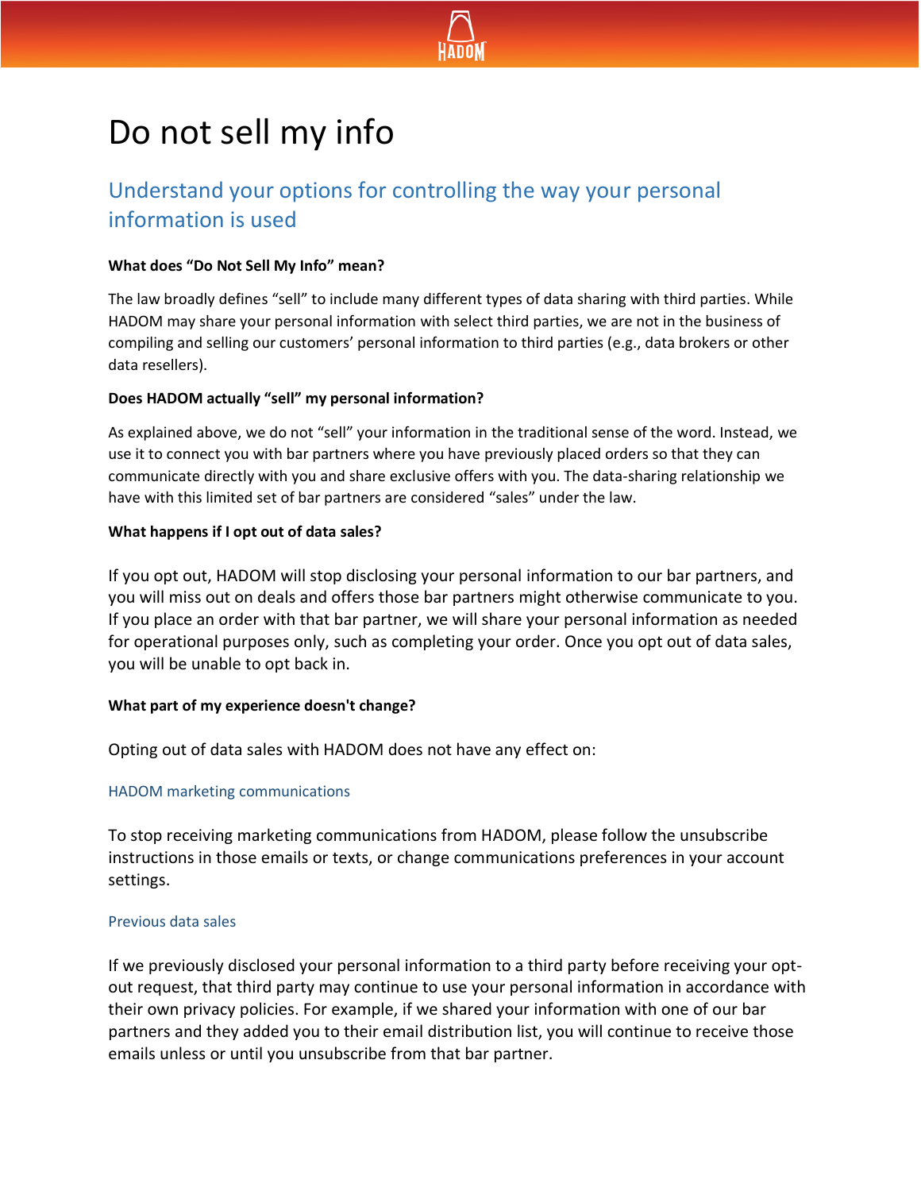# Do not sell my info

## Understand your options for controlling the way your personal information is used

**What does "Do Not Sell My Info" mean?**

The law broadly defines "sell" to include many different types of data sharing with third parties. While HADOM may share your personal information with select third parties, we are not in the business of compiling and selling our customers' personal information to third parties (e.g., data brokers or other data resellers).

**Does HADOM actually "sell" my personal information?**

As explained above, we do not "sell" your information in the traditional sense of the word. Instead, we use it to connect you with bar partners where you have previously placed orders so that they can communicate directly with you and share exclusive offers with you. The data-sharing relationship we have with this limited set of bar partners are considered "sales" under the law.

**What happens if I opt out of data sales?**

If you opt out, HADOM will stop disclosing your personal information to our bar partners, and you will miss out on deals and offers those bar partners might otherwise communicate to you. If you place an order with that bar partner, we will share your personal information as needed for operational purposes only, such as completing your order. Once you opt out of data sales, you will be unable to opt back in.

**What part of my experience doesn't change?**

Opting out of data sales with HADOM does not have any effect on:

### HADOM marketing communications

To stop receiving marketing communications from HADOM, please follow the unsubscribe instructions in those emails or texts, or change communications preferences in your account settings.

### Previous data sales

If we previously disclosed your personal information to a third party before receiving your opt-out request, that third party may continue to use your personal information in accordance with their own privacy policies. For example, if we shared your information with one of our bar partners and they added you to their email distribution list, you will continue to receive those emails unless or until you unsubscribe from that bar partner.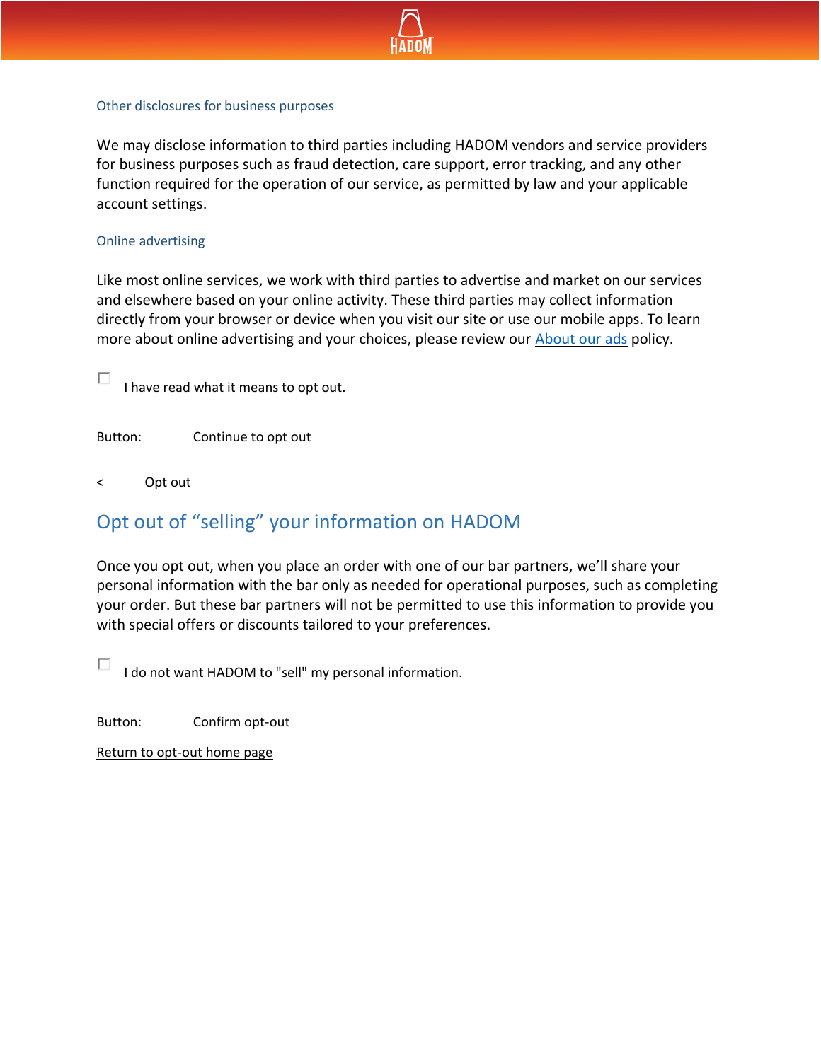### Other disclosures for business purposes

We may disclose information to third parties including HADOM vendors and service providers for business purposes such as fraud detection, care support, error tracking, and any other function required for the operation of our service, as permitted by law and your applicable account settings.

### Online advertising

Like most online services, we work with third parties to advertise and market on our services and elsewhere based on your online activity. These third parties may collect information directly from your browser or device when you visit our site or use our mobile apps. To learn more about online advertising and your choices, please review our About our ads policy.

☐ I have read what it means to opt out.

Button: Continue to opt out

---

< Opt out

## Opt out of "selling" your information on HADOM

Once you opt out, when you place an order with one of our bar partners, we'll share your personal information with the bar only as needed for operational purposes, such as completing your order. But these bar partners will not be permitted to use this information to provide you with special offers or discounts tailored to your preferences.

☐ I do not want HADOM to "sell" my personal information.

Button: Confirm opt-out

Return to opt-out home page